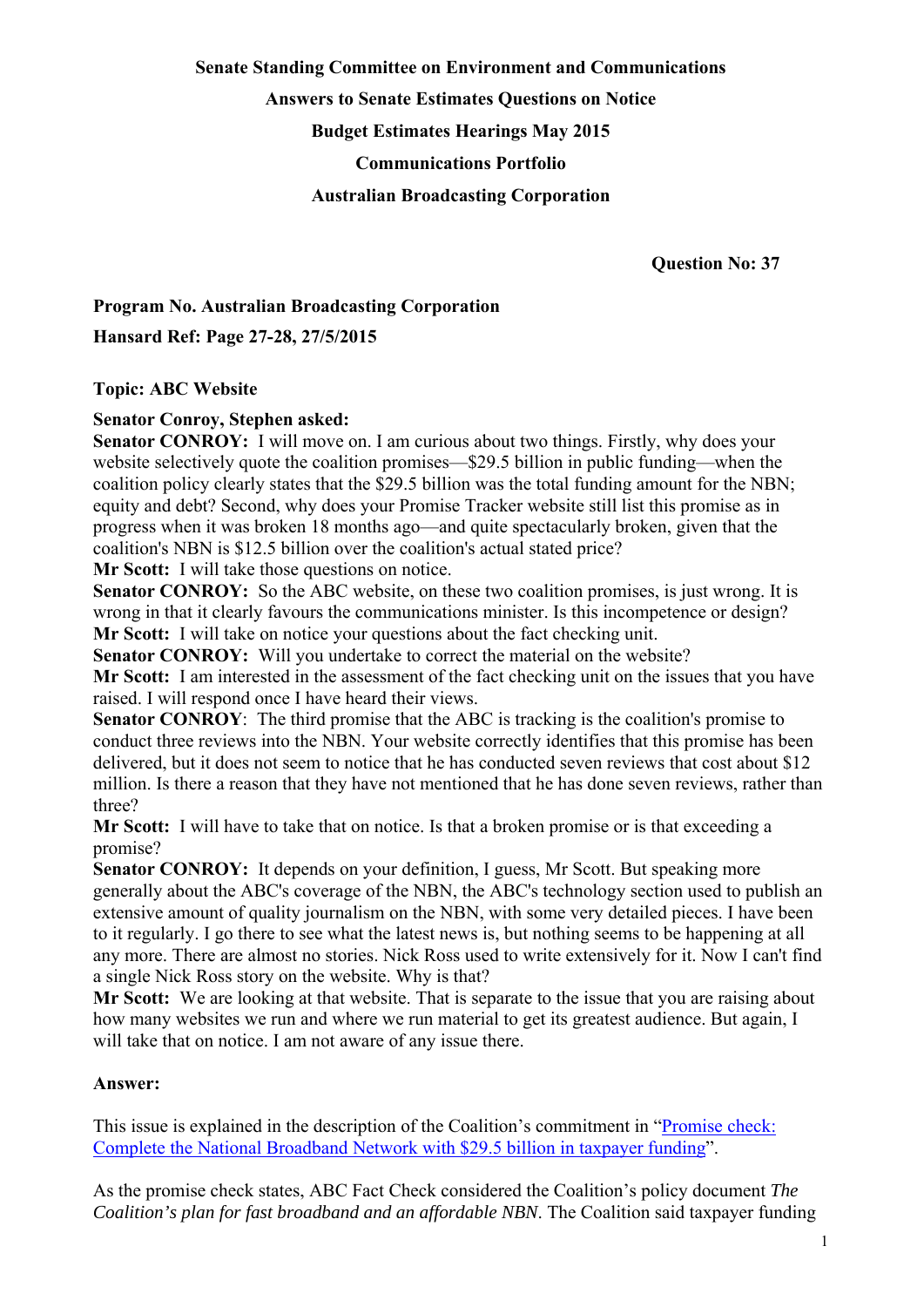**Senate Standing Committee on Environment and Communications**

**Answers to Senate Estimates Questions on Notice**

**Budget Estimates Hearings May 2015**

**Communications Portfolio**

**Australian Broadcasting Corporation**

**Question No: 37**

**Program No. Australian Broadcasting Corporation**

**Hansard Ref: Page 27-28, 27/5/2015**

**Topic: ABC Website**

**Senator Conroy, Stephen asked:**

**Senator CONROY:** I will move on. I am curious about two things. Firstly, why does your website selectively quote the coalition promises—$29.5 billion in public funding—when the coalition policy clearly states that the $29.5 billion was the total funding amount for the NBN; equity and debt? Second, why does your Promise Tracker website still list this promise as in progress when it was broken 18 months ago—and quite spectacularly broken, given that the coalition's NBN is $12.5 billion over the coalition's actual stated price?

**Mr Scott:** I will take those questions on notice.

**Senator CONROY:** So the ABC website, on these two coalition promises, is just wrong. It is wrong in that it clearly favours the communications minister. Is this incompetence or design?

**Mr Scott:** I will take on notice your questions about the fact checking unit.

**Senator CONROY:** Will you undertake to correct the material on the website?

**Mr Scott:** I am interested in the assessment of the fact checking unit on the issues that you have raised. I will respond once I have heard their views.

**Senator CONROY**: The third promise that the ABC is tracking is the coalition's promise to conduct three reviews into the NBN. Your website correctly identifies that this promise has been delivered, but it does not seem to notice that he has conducted seven reviews that cost about $12 million. Is there a reason that they have not mentioned that he has done seven reviews, rather than three?

**Mr Scott:** I will have to take that on notice. Is that a broken promise or is that exceeding a promise?

**Senator CONROY:** It depends on your definition, I guess, Mr Scott. But speaking more generally about the ABC's coverage of the NBN, the ABC's technology section used to publish an extensive amount of quality journalism on the NBN, with some very detailed pieces. I have been to it regularly. I go there to see what the latest news is, but nothing seems to be happening at all any more. There are almost no stories. Nick Ross used to write extensively for it. Now I can't find a single Nick Ross story on the website. Why is that?

**Mr Scott:** We are looking at that website. That is separate to the issue that you are raising about how many websites we run and where we run material to get its greatest audience. But again, I will take that on notice. I am not aware of any issue there.

**Answer:**

This issue is explained in the description of the Coalition's commitment in "Promise check: Complete the National Broadband Network with $29.5 billion in taxpayer funding".

As the promise check states, ABC Fact Check considered the Coalition's policy document *The Coalition's plan for fast broadband and an affordable NBN.* The Coalition said taxpayer funding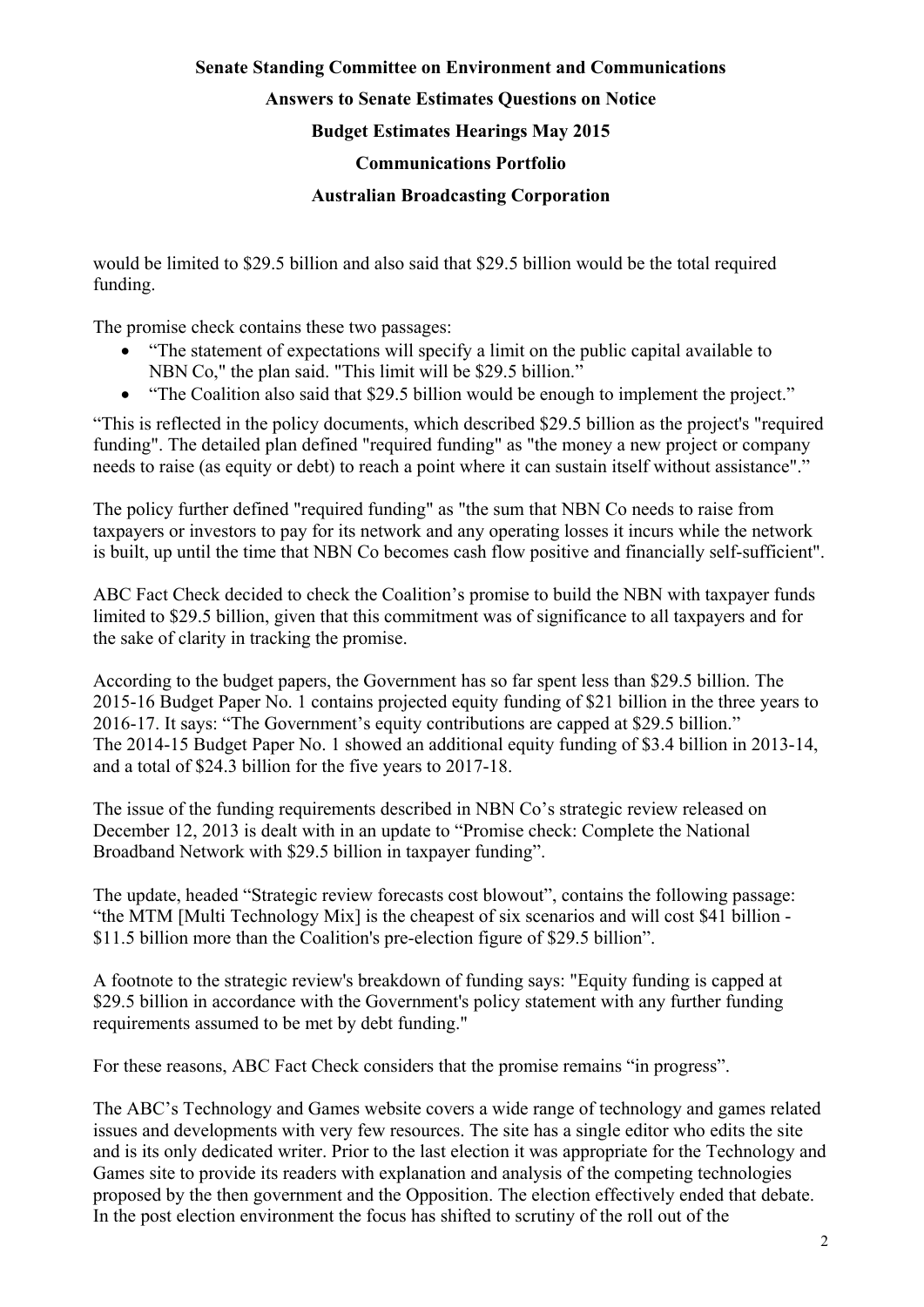would be limited to $29.5 billion and also said that $29.5 billion would be the total required funding.

The promise check contains these two passages:

- "The statement of expectations will specify a limit on the public capital available to NBN Co," the plan said. "This limit will be $29.5 billion."
- "The Coalition also said that $29.5 billion would be enough to implement the project."

"This is reflected in the policy documents, which described $29.5 billion as the project's "required funding". The detailed plan defined "required funding" as "the money a new project or company needs to raise (as equity or debt) to reach a point where it can sustain itself without assistance"."

The policy further defined "required funding" as "the sum that NBN Co needs to raise from taxpayers or investors to pay for its network and any operating losses it incurs while the network is built, up until the time that NBN Co becomes cash flow positive and financially self-sufficient".

ABC Fact Check decided to check the Coalition's promise to build the NBN with taxpayer funds limited to $29.5 billion, given that this commitment was of significance to all taxpayers and for the sake of clarity in tracking the promise.

According to the budget papers, the Government has so far spent less than $29.5 billion. The 2015-16 Budget Paper No. 1 contains projected equity funding of $21 billion in the three years to 2016-17. It says: "The Government's equity contributions are capped at $29.5 billion."
The 2014-15 Budget Paper No. 1 showed an additional equity funding of $3.4 billion in 2013-14, and a total of $24.3 billion for the five years to 2017-18.

The issue of the funding requirements described in NBN Co's strategic review released on December 12, 2013 is dealt with in an update to "Promise check: Complete the National Broadband Network with $29.5 billion in taxpayer funding".

The update, headed "Strategic review forecasts cost blowout", contains the following passage: "the MTM [Multi Technology Mix] is the cheapest of six scenarios and will cost $41 billion - $11.5 billion more than the Coalition's pre-election figure of $29.5 billion".

A footnote to the strategic review's breakdown of funding says: "Equity funding is capped at $29.5 billion in accordance with the Government's policy statement with any further funding requirements assumed to be met by debt funding."

For these reasons, ABC Fact Check considers that the promise remains "in progress".

The ABC's Technology and Games website covers a wide range of technology and games related issues and developments with very few resources. The site has a single editor who edits the site and is its only dedicated writer. Prior to the last election it was appropriate for the Technology and Games site to provide its readers with explanation and analysis of the competing technologies proposed by the then government and the Opposition. The election effectively ended that debate. In the post election environment the focus has shifted to scrutiny of the roll out of the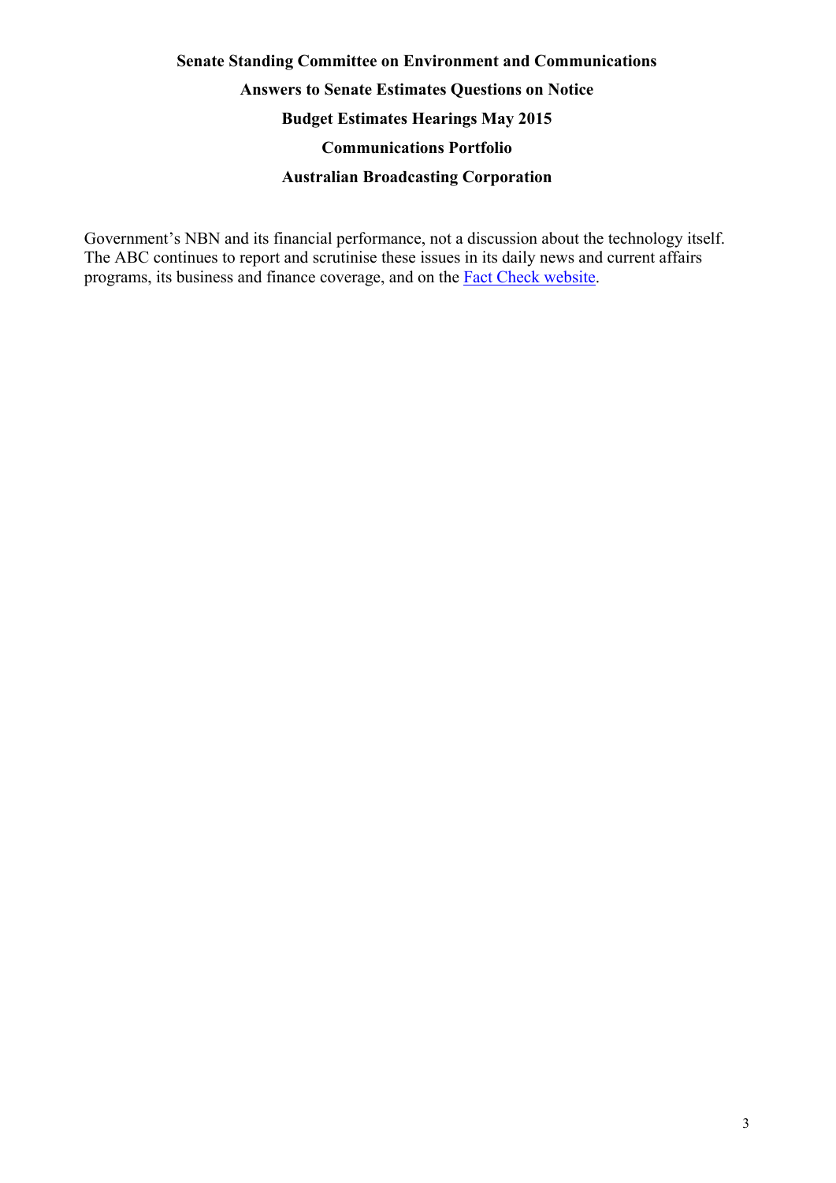Government's NBN and its financial performance, not a discussion about the technology itself. The ABC continues to report and scrutinise these issues in its daily news and current affairs programs, its business and finance coverage, and on the Fact Check website.